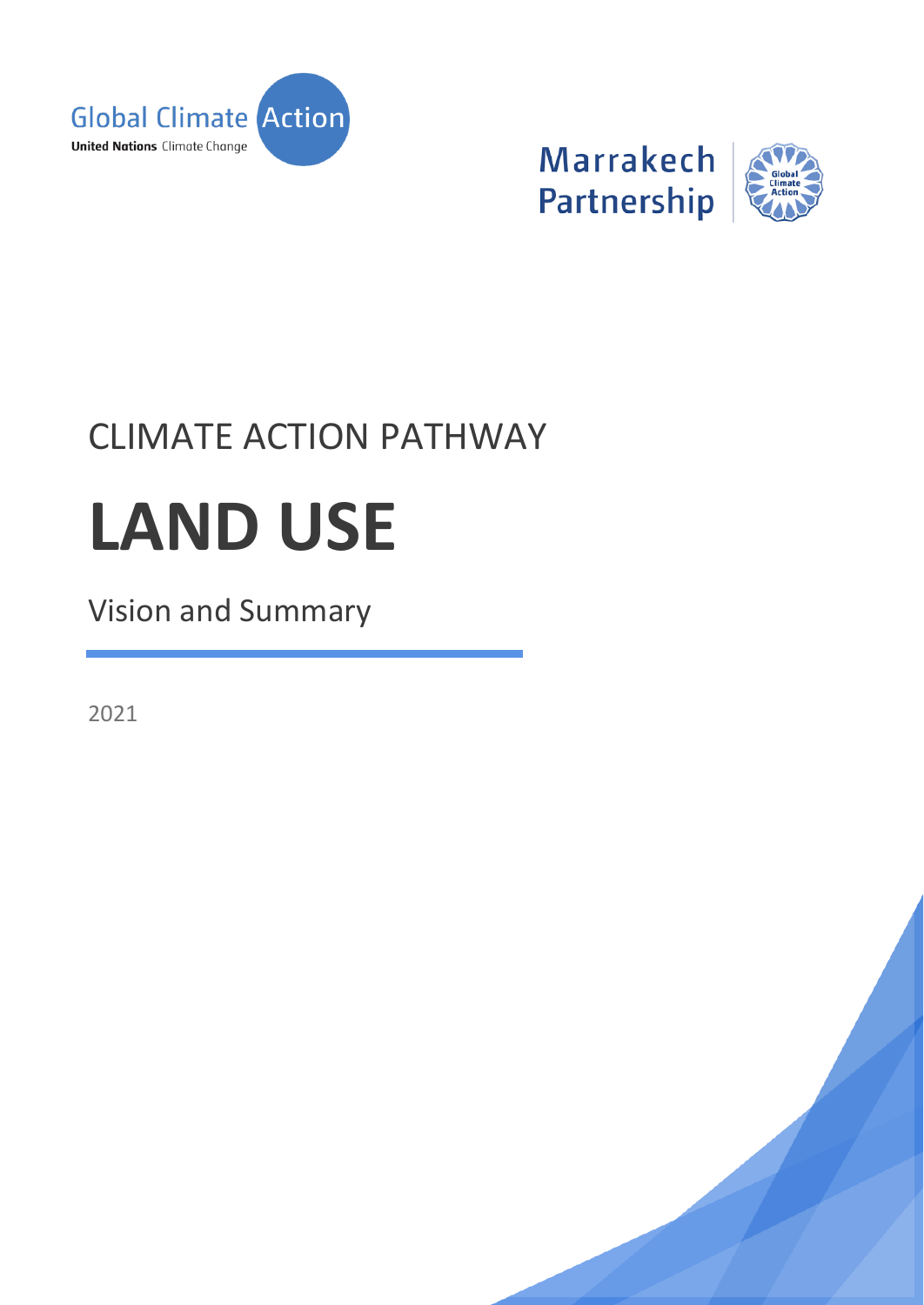Global Climate Action
United Nations Climate Change

Marrakech Partnership

CLIMATE ACTION PATHWAY

# LAND USE

## Vision and Summary

2021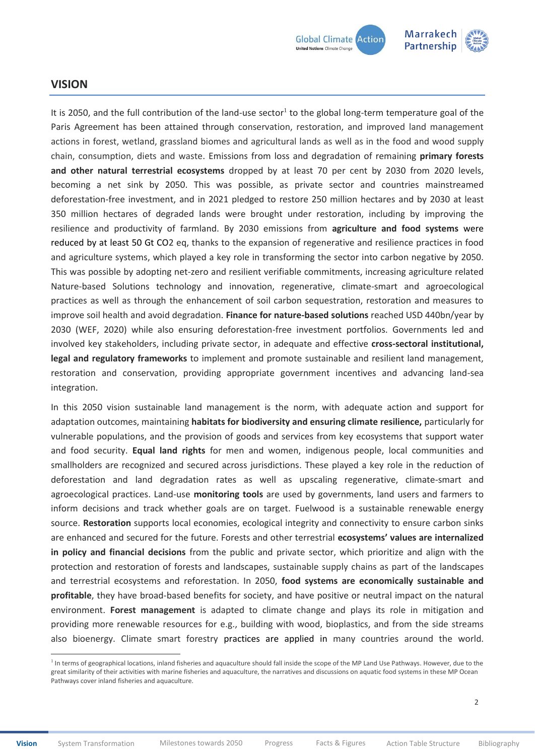## VISION

It is 2050, and the full contribution of the land-use sector[1] to the global long-term temperature goal of the Paris Agreement has been attained through conservation, restoration, and improved land management actions in forest, wetland, grassland biomes and agricultural lands as well as in the food and wood supply chain, consumption, diets and waste. Emissions from loss and degradation of remaining **primary forests and other natural terrestrial ecosystems** dropped by at least 70 per cent by 2030 from 2020 levels, becoming a net sink by 2050. This was possible, as private sector and countries mainstreamed deforestation-free investment, and in 2021 pledged to restore 250 million hectares and by 2030 at least 350 million hectares of degraded lands were brought under restoration, including by improving the resilience and productivity of farmland. By 2030 emissions from **agriculture and food systems** were reduced by at least 50 Gt $CO_2$ eq, thanks to the expansion of regenerative and resilience practices in food and agriculture systems, which played a key role in transforming the sector into carbon negative by 2050. This was possible by adopting net-zero and resilient verifiable commitments, increasing agriculture related Nature-based Solutions technology and innovation, regenerative, climate-smart and agroecological practices as well as through the enhancement of soil carbon sequestration, restoration and measures to improve soil health and avoid degradation. **Finance for nature-based solutions** reached USD 440bn/year by 2030 (WEF, 2020) while also ensuring deforestation-free investment portfolios. Governments led and involved key stakeholders, including private sector, in adequate and effective **cross-sectoral institutional, legal and regulatory frameworks** to implement and promote sustainable and resilient land management, restoration and conservation, providing appropriate government incentives and advancing land-sea integration.

In this 2050 vision sustainable land management is the norm, with adequate action and support for adaptation outcomes, maintaining **habitats for biodiversity and ensuring climate resilience,** particularly for vulnerable populations, and the provision of goods and services from key ecosystems that support water and food security. **Equal land rights** for men and women, indigenous people, local communities and smallholders are recognized and secured across jurisdictions. These played a key role in the reduction of deforestation and land degradation rates as well as upscaling regenerative, climate-smart and agroecological practices. Land-use **monitoring tools** are used by governments, land users and farmers to inform decisions and track whether goals are on target. Fuelwood is a sustainable renewable energy source. **Restoration** supports local economies, ecological integrity and connectivity to ensure carbon sinks are enhanced and secured for the future. Forests and other terrestrial **ecosystems' values are internalized in policy and financial decisions** from the public and private sector, which prioritize and align with the protection and restoration of forests and landscapes, sustainable supply chains as part of the landscapes and terrestrial ecosystems and reforestation. In 2050, **food systems are economically sustainable and profitable**, they have broad-based benefits for society, and have positive or neutral impact on the natural environment. **Forest management** is adapted to climate change and plays its role in mitigation and providing more renewable resources for e.g., building with wood, bioplastics, and from the side streams also bioenergy. Climate smart forestry practices are applied in many countries around the world.

[1] In terms of geographical locations, inland fisheries and aquaculture should fall inside the scope of the MP Land Use Pathways. However, due to the great similarity of their activities with marine fisheries and aquaculture, the narratives and discussions on aquatic food systems in these MP Ocean Pathways cover inland fisheries and aquaculture.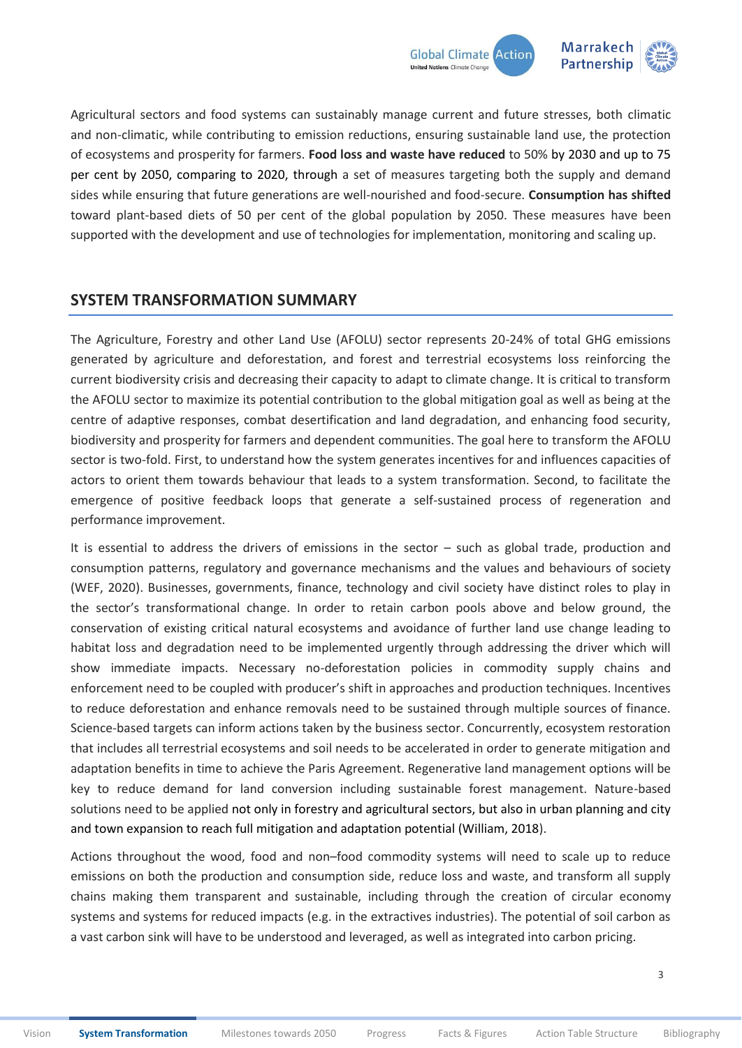Agricultural sectors and food systems can sustainably manage current and future stresses, both climatic and non-climatic, while contributing to emission reductions, ensuring sustainable land use, the protection of ecosystems and prosperity for farmers. **Food loss and waste have reduced** to 50% by 2030 and up to 75 per cent by 2050, comparing to 2020, through a set of measures targeting both the supply and demand sides while ensuring that future generations are well-nourished and food-secure. **Consumption has shifted** toward plant-based diets of 50 per cent of the global population by 2050. These measures have been supported with the development and use of technologies for implementation, monitoring and scaling up.

## SYSTEM TRANSFORMATION SUMMARY

The Agriculture, Forestry and other Land Use (AFOLU) sector represents 20-24% of total GHG emissions generated by agriculture and deforestation, and forest and terrestrial ecosystems loss reinforcing the current biodiversity crisis and decreasing their capacity to adapt to climate change. It is critical to transform the AFOLU sector to maximize its potential contribution to the global mitigation goal as well as being at the centre of adaptive responses, combat desertification and land degradation, and enhancing food security, biodiversity and prosperity for farmers and dependent communities. The goal here to transform the AFOLU sector is two-fold. First, to understand how the system generates incentives for and influences capacities of actors to orient them towards behaviour that leads to a system transformation. Second, to facilitate the emergence of positive feedback loops that generate a self-sustained process of regeneration and performance improvement.

It is essential to address the drivers of emissions in the sector – such as global trade, production and consumption patterns, regulatory and governance mechanisms and the values and behaviours of society (WEF, 2020). Businesses, governments, finance, technology and civil society have distinct roles to play in the sector's transformational change. In order to retain carbon pools above and below ground, the conservation of existing critical natural ecosystems and avoidance of further land use change leading to habitat loss and degradation need to be implemented urgently through addressing the driver which will show immediate impacts. Necessary no-deforestation policies in commodity supply chains and enforcement need to be coupled with producer's shift in approaches and production techniques. Incentives to reduce deforestation and enhance removals need to be sustained through multiple sources of finance. Science-based targets can inform actions taken by the business sector. Concurrently, ecosystem restoration that includes all terrestrial ecosystems and soil needs to be accelerated in order to generate mitigation and adaptation benefits in time to achieve the Paris Agreement. Regenerative land management options will be key to reduce demand for land conversion including sustainable forest management. Nature-based solutions need to be applied not only in forestry and agricultural sectors, but also in urban planning and city and town expansion to reach full mitigation and adaptation potential (William, 2018).

Actions throughout the wood, food and non–food commodity systems will need to scale up to reduce emissions on both the production and consumption side, reduce loss and waste, and transform all supply chains making them transparent and sustainable, including through the creation of circular economy systems and systems for reduced impacts (e.g. in the extractives industries). The potential of soil carbon as a vast carbon sink will have to be understood and leveraged, as well as integrated into carbon pricing.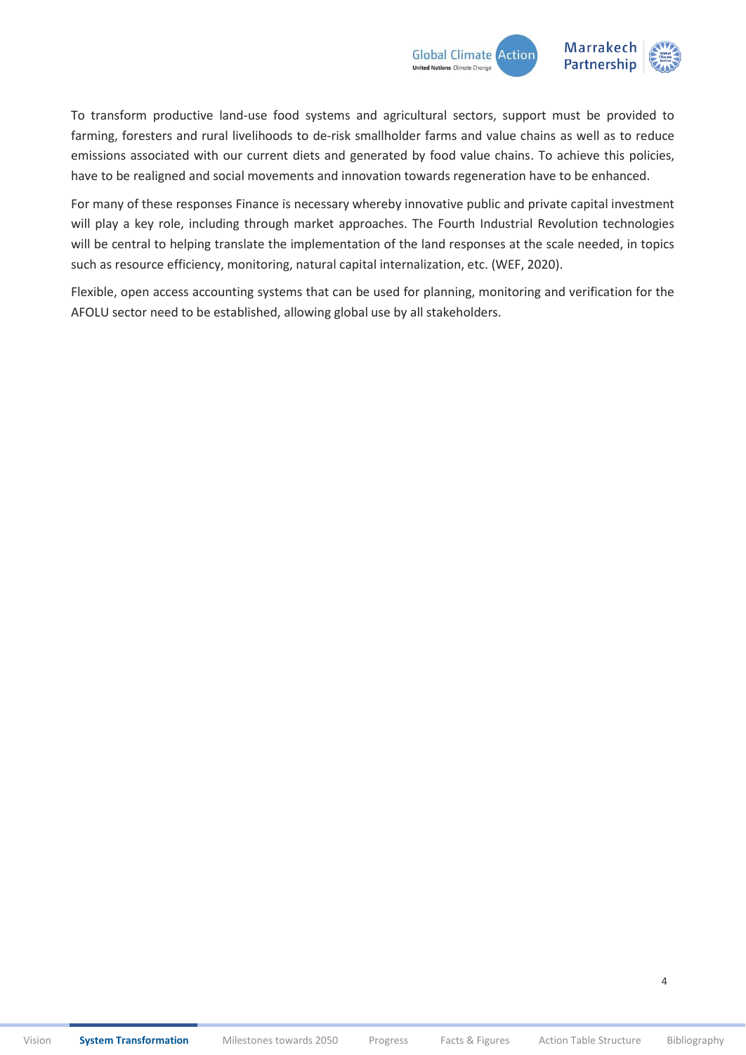To transform productive land-use food systems and agricultural sectors, support must be provided to farming, foresters and rural livelihoods to de-risk smallholder farms and value chains as well as to reduce emissions associated with our current diets and generated by food value chains. To achieve this policies, have to be realigned and social movements and innovation towards regeneration have to be enhanced.

For many of these responses Finance is necessary whereby innovative public and private capital investment will play a key role, including through market approaches. The Fourth Industrial Revolution technologies will be central to helping translate the implementation of the land responses at the scale needed, in topics such as resource efficiency, monitoring, natural capital internalization, etc. (WEF, 2020).

Flexible, open access accounting systems that can be used for planning, monitoring and verification for the AFOLU sector need to be established, allowing global use by all stakeholders.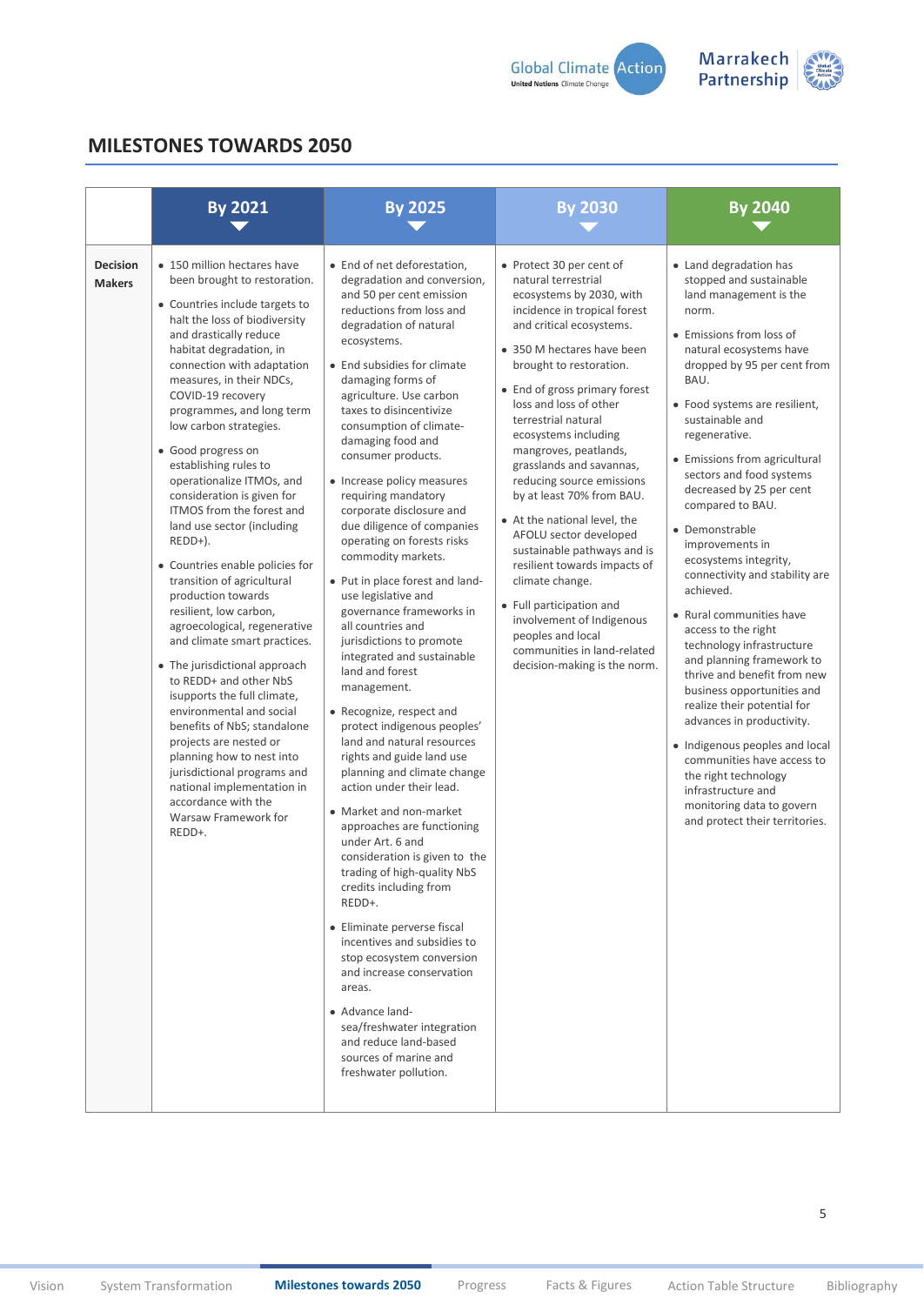## MILESTONES TOWARDS 2050

| | By 2021 | By 2025 | By 2030 | By 2040 |
|---|---|---|---|---|
| **Decision Makers** | • 150 million hectares have been brought to restoration.<br>• Countries include targets to halt the loss of biodiversity and drastically reduce habitat degradation, in connection with adaptation measures, in their NDCs, COVID-19 recovery programmes, and long term low carbon strategies.<br>• Good progress on establishing rules to operationalize ITMOs, and consideration is given for ITMOS from the forest and land use sector (including REDD+).<br>• Countries enable policies for transition of agricultural production towards resilient, low carbon, agroecological, regenerative and climate smart practices.<br>• The jurisdictional approach to REDD+ and other NbS isupports the full climate, environmental and social benefits of NbS; standalone projects are nested or planning how to nest into jurisdictional programs and national implementation in accordance with the Warsaw Framework for REDD+. | • End of net deforestation, degradation and conversion, and 50 per cent emission reductions from loss and degradation of natural ecosystems.<br>• End subsidies for climate damaging forms of agriculture. Use carbon taxes to disincentivize consumption of climate-damaging food and consumer products.<br>• Increase policy measures requiring mandatory corporate disclosure and due diligence of companies operating on forests risks commodity markets.<br>• Put in place forest and land-use legislative and governance frameworks in all countries and jurisdictions to promote integrated and sustainable land and forest management.<br>• Recognize, respect and protect indigenous peoples' land and natural resources rights and guide land use planning and climate change action under their lead.<br>• Market and non-market approaches are functioning under Art. 6 and consideration is given to the trading of high-quality NbS credits including from REDD+.<br>• Eliminate perverse fiscal incentives and subsidies to stop ecosystem conversion and increase conservation areas.<br>• Advance land-sea/freshwater integration and reduce land-based sources of marine and freshwater pollution. | • Protect 30 per cent of natural terrestrial ecosystems by 2030, with incidence in tropical forest and critical ecosystems.<br>• 350 M hectares have been brought to restoration.<br>• End of gross primary forest loss and loss of other terrestrial natural ecosystems including mangroves, peatlands, grasslands and savannas, reducing source emissions by at least 70% from BAU.<br>• At the national level, the AFOLU sector developed sustainable pathways and is resilient towards impacts of climate change.<br>• Full participation and involvement of Indigenous peoples and local communities in land-related decision-making is the norm. | • Land degradation has stopped and sustainable land management is the norm.<br>• Emissions from loss of natural ecosystems have dropped by 95 per cent from BAU.<br>• Food systems are resilient, sustainable and regenerative.<br>• Emissions from agricultural sectors and food systems decreased by 25 per cent compared to BAU.<br>• Demonstrable improvements in ecosystems integrity, connectivity and stability are achieved.<br>• Rural communities have access to the right technology infrastructure and planning framework to thrive and benefit from new business opportunities and realize their potential for advances in productivity.<br>• Indigenous peoples and local communities have access to the right technology infrastructure and monitoring data to govern and protect their territories. |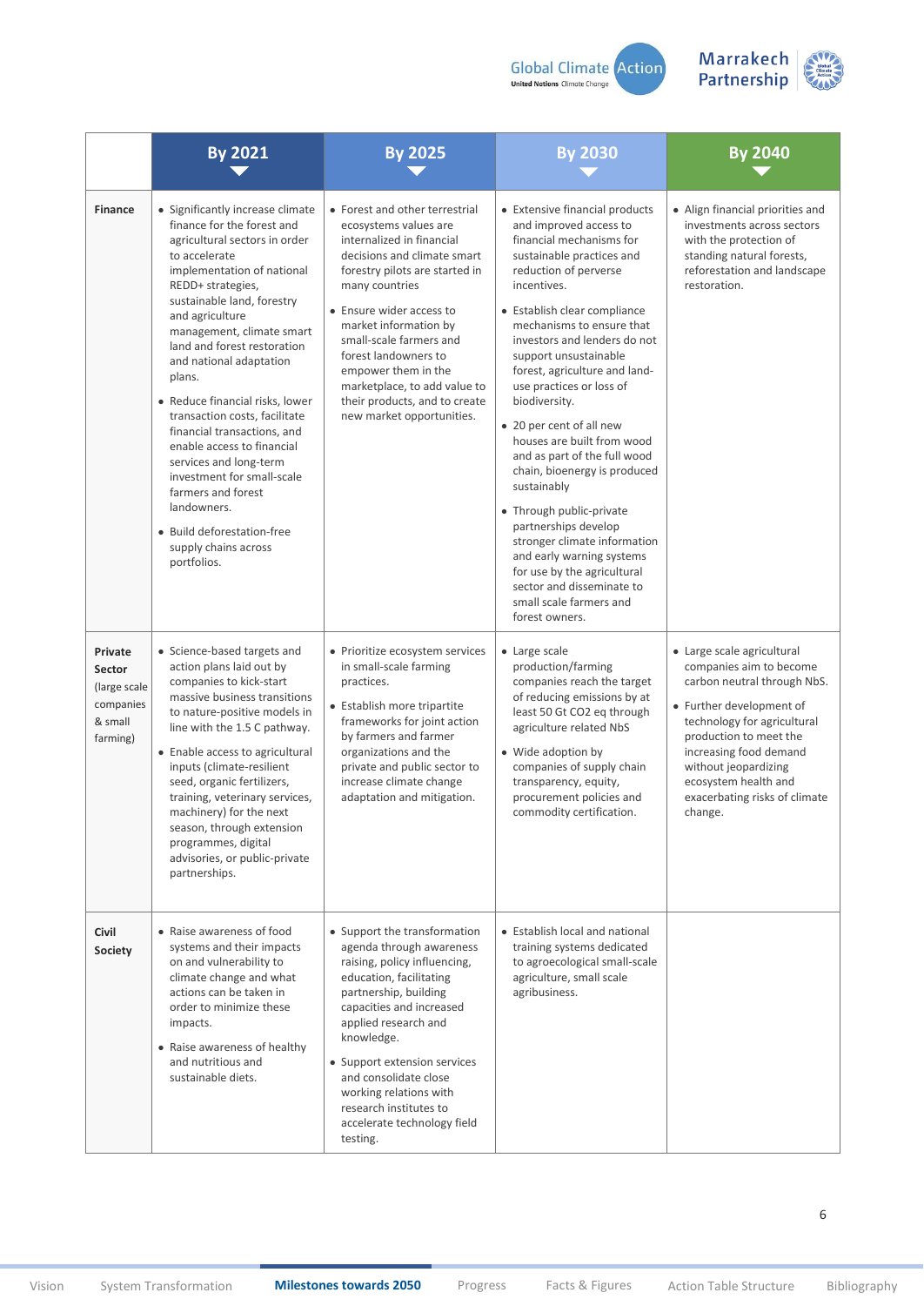| | By 2021 | By 2025 | By 2030 | By 2040 |
|---|---|---|---|---|
| **Finance** | • Significantly increase climate finance for the forest and agricultural sectors in order to accelerate implementation of national REDD+ strategies, sustainable land, forestry and agriculture management, climate smart land and forest restoration and national adaptation plans.<br>• Reduce financial risks, lower transaction costs, facilitate financial transactions, and enable access to financial services and long-term investment for small-scale farmers and forest landowners.<br>• Build deforestation-free supply chains across portfolios. | • Forest and other terrestrial ecosystems values are internalized in financial decisions and climate smart forestry pilots are started in many countries<br>• Ensure wider access to market information by small-scale farmers and forest landowners to empower them in the marketplace, to add value to their products, and to create new market opportunities. | • Extensive financial products and improved access to financial mechanisms for sustainable practices and reduction of perverse incentives.<br>• Establish clear compliance mechanisms to ensure that investors and lenders do not support unsustainable forest, agriculture and land-use practices or loss of biodiversity.<br>• 20 per cent of all new houses are built from wood and as part of the full wood chain, bioenergy is produced sustainably<br>• Through public-private partnerships develop stronger climate information and early warning systems for use by the agricultural sector and disseminate to small scale farmers and forest owners. | • Align financial priorities and investments across sectors with the protection of standing natural forests, reforestation and landscape restoration. |
| **Private Sector** (large scale companies & small farming) | • Science-based targets and action plans laid out by companies to kick-start massive business transitions to nature-positive models in line with the 1.5 C pathway.<br>• Enable access to agricultural inputs (climate-resilient seed, organic fertilizers, training, veterinary services, machinery) for the next season, through extension programmes, digital advisories, or public-private partnerships. | • Prioritize ecosystem services in small-scale farming practices.<br>• Establish more tripartite frameworks for joint action by farmers and farmer organizations and the private and public sector to increase climate change adaptation and mitigation. | • Large scale production/farming companies reach the target of reducing emissions by at least 50 Gt $CO_2$ eq through agriculture related NbS<br>• Wide adoption by companies of supply chain transparency, equity, procurement policies and commodity certification. | • Large scale agricultural companies aim to become carbon neutral through NbS.<br>• Further development of technology for agricultural production to meet the increasing food demand without jeopardizing ecosystem health and exacerbating risks of climate change. |
| **Civil Society** | • Raise awareness of food systems and their impacts on and vulnerability to climate change and what actions can be taken in order to minimize these impacts.<br>• Raise awareness of healthy and nutritious and sustainable diets. | • Support the transformation agenda through awareness raising, policy influencing, education, facilitating partnership, building capacities and increased applied research and knowledge.<br>• Support extension services and consolidate close working relations with research institutes to accelerate technology field testing. | • Establish local and national training systems dedicated to agroecological small-scale agriculture, small scale agribusiness. | |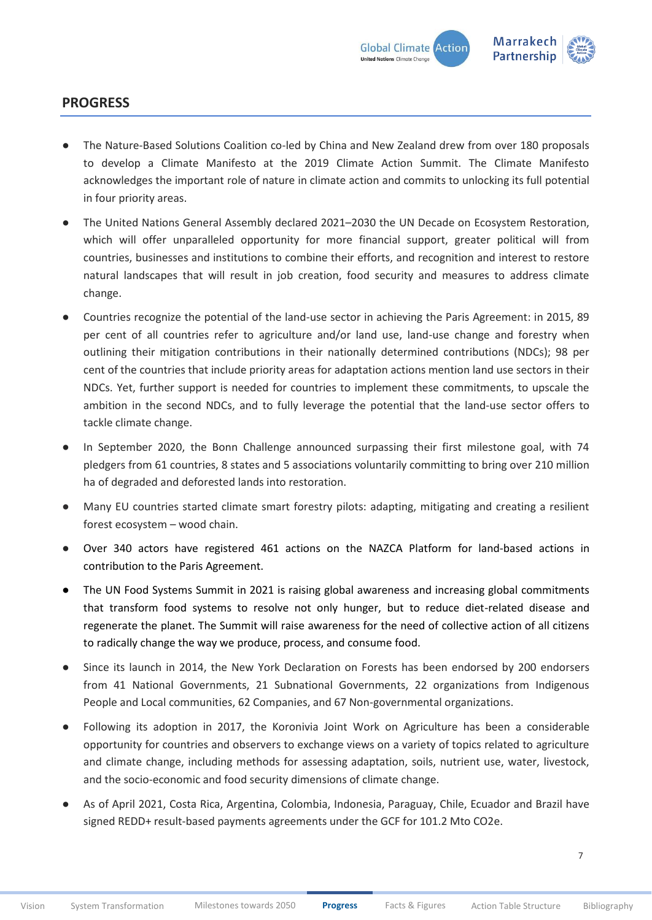## PROGRESS

- The Nature-Based Solutions Coalition co-led by China and New Zealand drew from over 180 proposals to develop a Climate Manifesto at the 2019 Climate Action Summit. The Climate Manifesto acknowledges the important role of nature in climate action and commits to unlocking its full potential in four priority areas.
- The United Nations General Assembly declared 2021–2030 the UN Decade on Ecosystem Restoration, which will offer unparalleled opportunity for more financial support, greater political will from countries, businesses and institutions to combine their efforts, and recognition and interest to restore natural landscapes that will result in job creation, food security and measures to address climate change.
- Countries recognize the potential of the land-use sector in achieving the Paris Agreement: in 2015, 89 per cent of all countries refer to agriculture and/or land use, land-use change and forestry when outlining their mitigation contributions in their nationally determined contributions (NDCs); 98 per cent of the countries that include priority areas for adaptation actions mention land use sectors in their NDCs. Yet, further support is needed for countries to implement these commitments, to upscale the ambition in the second NDCs, and to fully leverage the potential that the land-use sector offers to tackle climate change.
- In September 2020, the Bonn Challenge announced surpassing their first milestone goal, with 74 pledgers from 61 countries, 8 states and 5 associations voluntarily committing to bring over 210 million ha of degraded and deforested lands into restoration.
- Many EU countries started climate smart forestry pilots: adapting, mitigating and creating a resilient forest ecosystem – wood chain.
- Over 340 actors have registered 461 actions on the NAZCA Platform for land-based actions in contribution to the Paris Agreement.
- The UN Food Systems Summit in 2021 is raising global awareness and increasing global commitments that transform food systems to resolve not only hunger, but to reduce diet-related disease and regenerate the planet. The Summit will raise awareness for the need of collective action of all citizens to radically change the way we produce, process, and consume food.
- Since its launch in 2014, the New York Declaration on Forests has been endorsed by 200 endorsers from 41 National Governments, 21 Subnational Governments, 22 organizations from Indigenous People and Local communities, 62 Companies, and 67 Non-governmental organizations.
- Following its adoption in 2017, the Koronivia Joint Work on Agriculture has been a considerable opportunity for countries and observers to exchange views on a variety of topics related to agriculture and climate change, including methods for assessing adaptation, soils, nutrient use, water, livestock, and the socio-economic and food security dimensions of climate change.
- As of April 2021, Costa Rica, Argentina, Colombia, Indonesia, Paraguay, Chile, Ecuador and Brazil have signed REDD+ result-based payments agreements under the GCF for 101.2 Mto $CO_2e$.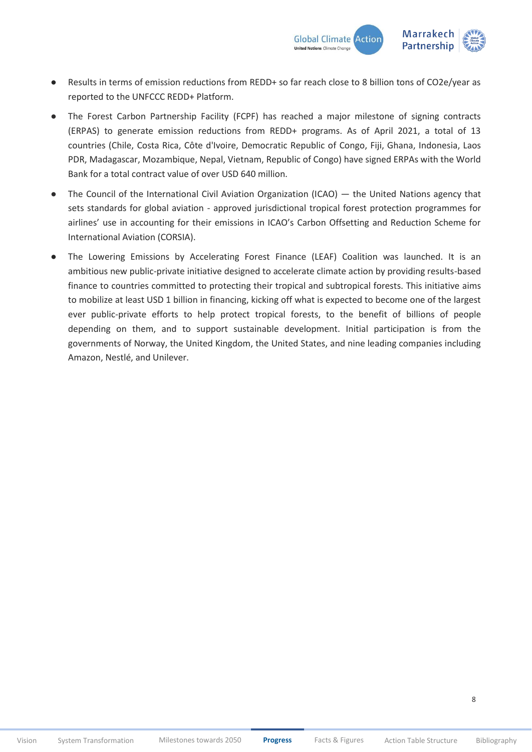- Results in terms of emission reductions from REDD+ so far reach close to 8 billion tons of CO2e/year as reported to the UNFCCC REDD+ Platform.
- The Forest Carbon Partnership Facility (FCPF) has reached a major milestone of signing contracts (ERPAS) to generate emission reductions from REDD+ programs. As of April 2021, a total of 13 countries (Chile, Costa Rica, Côte d'Ivoire, Democratic Republic of Congo, Fiji, Ghana, Indonesia, Laos PDR, Madagascar, Mozambique, Nepal, Vietnam, Republic of Congo) have signed ERPAs with the World Bank for a total contract value of over USD 640 million.
- The Council of the International Civil Aviation Organization (ICAO) — the United Nations agency that sets standards for global aviation - approved jurisdictional tropical forest protection programmes for airlines' use in accounting for their emissions in ICAO's Carbon Offsetting and Reduction Scheme for International Aviation (CORSIA).
- The Lowering Emissions by Accelerating Forest Finance (LEAF) Coalition was launched. It is an ambitious new public-private initiative designed to accelerate climate action by providing results-based finance to countries committed to protecting their tropical and subtropical forests. This initiative aims to mobilize at least USD 1 billion in financing, kicking off what is expected to become one of the largest ever public-private efforts to help protect tropical forests, to the benefit of billions of people depending on them, and to support sustainable development. Initial participation is from the governments of Norway, the United Kingdom, the United States, and nine leading companies including Amazon, Nestlé, and Unilever.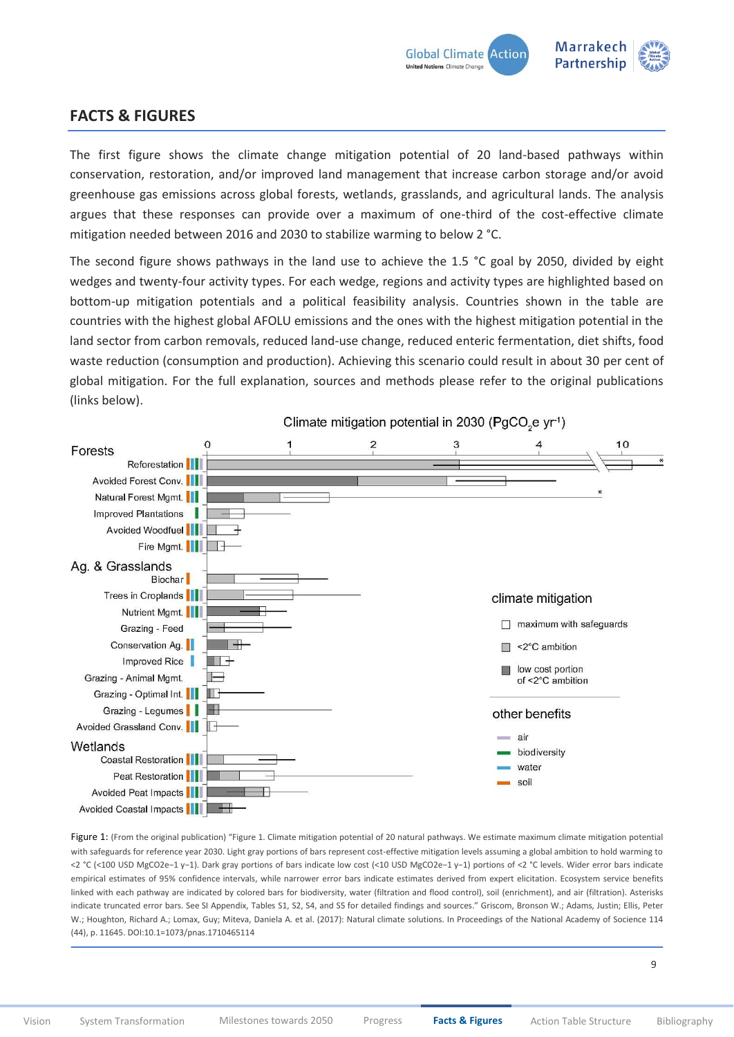## FACTS & FIGURES

The first figure shows the climate change mitigation potential of 20 land-based pathways within conservation, restoration, and/or improved land management that increase carbon storage and/or avoid greenhouse gas emissions across global forests, wetlands, grasslands, and agricultural lands. The analysis argues that these responses can provide over a maximum of one-third of the cost-effective climate mitigation needed between 2016 and 2030 to stabilize warming to below 2 °C.

The second figure shows pathways in the land use to achieve the 1.5 °C goal by 2050, divided by eight wedges and twenty-four activity types. For each wedge, regions and activity types are highlighted based on bottom-up mitigation potentials and a political feasibility analysis. Countries shown in the table are countries with the highest global AFOLU emissions and the ones with the highest mitigation potential in the land sector from carbon removals, reduced land-use change, reduced enteric fermentation, diet shifts, food waste reduction (consumption and production). Achieving this scenario could result in about 30 per cent of global mitigation. For the full explanation, sources and methods please refer to the original publications (links below).

Climate mitigation potential in 2030 ($PgCO_2e\ yr^{-1}$)

Forests: Reforestation; Avoided Forest Conv.; Natural Forest Mgmt.; Improved Plantations; Avoided Woodfuel; Fire Mgmt.

Ag. & Grasslands: Biochar; Trees in Croplands; Nutrient Mgmt.; Grazing - Feed; Conservation Ag.; Improved Rice; Grazing - Animal Mgmt.; Grazing - Optimal Int.; Grazing - Legumes; Avoided Grassland Conv.

Wetlands: Coastal Restoration; Peat Restoration; Avoided Peat Impacts; Avoided Coastal Impacts

climate mitigation: maximum with safeguards; <2°C ambition; low cost portion of <2°C ambition

other benefits: air; biodiversity; water; soil

Figure 1: (From the original publication) "Figure 1. Climate mitigation potential of 20 natural pathways. We estimate maximum climate mitigation potential with safeguards for reference year 2030. Light gray portions of bars represent cost-effective mitigation levels assuming a global ambition to hold warming to <2 °C (<100 USD MgCO2e−1 y−1). Dark gray portions of bars indicate low cost (<10 USD MgCO2e−1 y−1) portions of <2 °C levels. Wider error bars indicate empirical estimates of 95% confidence intervals, while narrower error bars indicate estimates derived from expert elicitation. Ecosystem service benefits linked with each pathway are indicated by colored bars for biodiversity, water (filtration and flood control), soil (enrichment), and air (filtration). Asterisks indicate truncated error bars. See SI Appendix, Tables S1, S2, S4, and S5 for detailed findings and sources." Griscom, Bronson W.; Adams, Justin; Ellis, Peter W.; Houghton, Richard A.; Lomax, Guy; Miteva, Daniela A. et al. (2017): Natural climate solutions. In Proceedings of the National Academy of Soscience 114 (44), p. 11645. DOI:10.1=1073/pnas.1710465114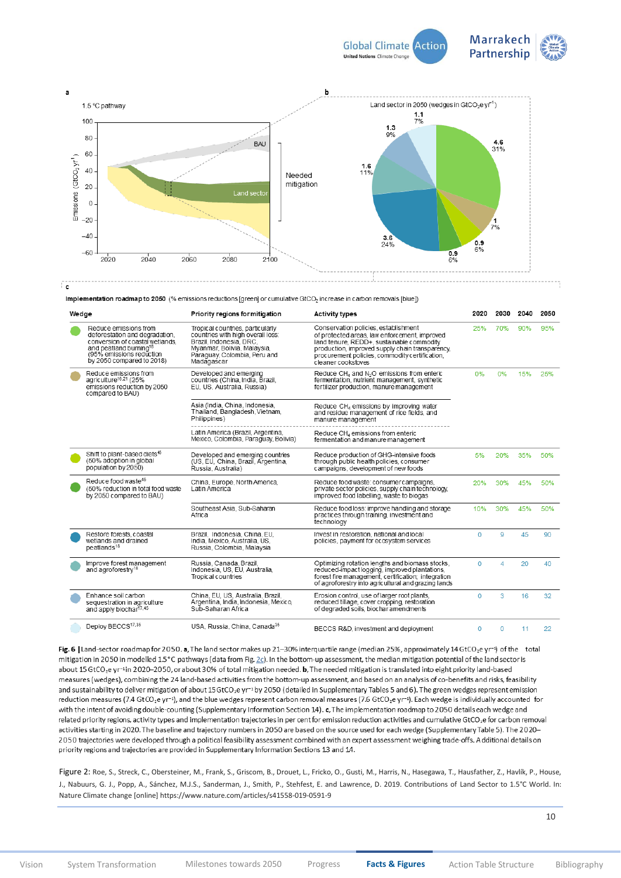**a**

1.5 °C pathway

**b**

Land sector in 2050 (wedges in $GtCO_2e\ yr^{-1}$)

**c**

**Implementation roadmap to 2050** (% emissions reductions [green] or cumulative $GtCO_2$ increase in carbon removals [blue])

| Wedge | Priority regions for mitigation | Activity types | 2020 | 2030 | 2040 | 2050 |
|---|---|---|---|---|---|---|
| Reduce emissions from deforestation and degradation, conversion of coastal wetlands, and peatland burning[18] (95% emissions reduction by 2050 compared to 2018) | Tropical countries, particularly countries with high overall loss: Brazil, Indonesia, DRC, Myanmar, Bolivia, Malaysia, Paraguay, Colombia, Peru and Madagascar | Conservation policies, establishment of protected areas, law enforcement, improved land tenure, REDD+, sustainable commodity production, improved supply chain transparency, procurement policies, commodity certification, cleaner cookstoves | 25% | 70% | 90% | 95% |
| Reduce emissions from agriculture[16,21] (25% emissions reduction by 2050 compared to BAU) | Developed and emerging countries (China, India, Brazil, EU, US, Australia, Russia) | Reduce $CH_4$ and $N_2O$ emissions from enteric fermentation, nutrient management, synthetic fertilizer production, manure management | 0% | 0% | 15% | 25% |
| | Asia (India, China, Indonesia, Thailand, Bangladesh, Vietnam, Philippines) | Reduce $CH_4$ emissions by improving water and residue management of rice fields, and manure management | | | | |
| | Latin America (Brazil, Argentina, Mexico, Colombia, Paraguay, Bolivia) | Reduce $CH_4$ emissions from enteric fermentation and manure management | | | | |
| Shift to plant-based diets[45] (50% adoption in global population by 2050) | Developed and emerging countries (US, EU, China, Brazil, Argentina, Russia, Australia) | Reduce production of GHG-intensive foods through public health policies, consumer campaigns, development of new foods | 5% | 20% | 35% | 50% |
| Reduce food waste[45] (50% reduction in total food waste by 2050 compared to BAU) | China, Europe, North America, Latin America | Reduce food waste: consumer campaigns, private sector policies, supply chain technology, improved food labelling, waste to biogas | 20% | 30% | 45% | 50% |
| | Southeast Asia, Sub-Saharan Africa | Reduce food loss: improve handling and storage practices through training, investment and technology | 10% | 30% | 45% | 50% |
| Restore forests, coastal wetlands and drained peatlands[18] | Brazil, Indonesia, China, EU, India, Mexico, Australia, US, Russia, Colombia, Malaysia | Invest in restoration, national and local policies, payment for ecosystem services | 0 | 9 | 45 | 90 |
| Improve forest management and agroforestry[18] | Russia, Canada, Brazil, Indonesia, US, EU, Australia, Tropical countries | Optimizing rotation lengths and biomass stocks, reduced-impact logging, improved plantations, forest fire management, certification, integration of agroforestry into agricultural and grazing lands | 0 | 4 | 20 | 40 |
| Enhance soil carbon sequestration in agriculture and apply biochar[17,45] | China, EU, US, Australia, Brazil, Argentina, India, Indonesia, Mexico, Sub-Saharan Africa | Erosion control, use of larger root plants, reduced tillage, cover cropping, restoration of degraded soils, biochar amendments | 0 | 3 | 16 | 32 |
| Deploy BECCS[17,35] | USA, Russia, China, Canada[35] | BECCS R&D, investment and deployment | 0 | 0 | 11 | 22 |

**Fig. 6 | Land-sector roadmap for 2050. a,** The land sector makes up 21–30% interquartile range (median 25%, approximately 14 $GtCO_2e\ yr^{-1}$) of the total mitigation in 2050 in modelled 1.5 °C pathways (data from Fig. 2c). In the bottom-up assessment, the median mitigation potential of the land sector is about 15 $GtCO_2e\ yr^{-1}$ in 2020–2050, or about 30% of total mitigation needed. **b,** The needed mitigation is translated into eight priority land-based measures (wedges), combining the 24 land-based activities from the bottom-up assessment, and based on an analysis of co-benefits and risks, feasibility and sustainability to deliver mitigation of about 15 $GtCO_2e\ yr^{-1}$ by 2050 (detailed in Supplementary Tables 5 and 6). The green wedges represent emission reduction measures (7.4 $GtCO_2e\ yr^{-1}$), and the blue wedges represent carbon removal measures (7.6 $GtCO_2e\ yr^{-1}$). Each wedge is individually accounted for with the intent of avoiding double-counting (Supplementary Information Section 14). **c,** The implementation roadmap to 2050 details each wedge and related priority regions, activity types and implementation trajectories in per cent for emission reduction activities and cumulative $GtCO_2e$ for carbon removal activities starting in 2020. The baseline and trajectory numbers in 2050 are based on the source used for each wedge (Supplementary Table 5). The 2020–2050 trajectories were developed through a political feasibility assessment combined with an expert assessment weighing trade-offs. A additional details on priority regions and trajectories are provided in Supplementary Information Sections 13 and 14.

Figure 2: Roe, S., Streck, C., Obersteiner, M., Frank, S., Griscom, B., Drouet, L., Fricko, O., Gusti, M., Harris, N., Hasegawa, T., Hausfather, Z., Havlík, P., House, J., Nabuurs, G. J., Popp, A., Sánchez, M.J.S., Sanderman, J., Smith, P., Stehfest, E. and Lawrence, D. 2019. Contributions of Land Sector to 1.5°C World. In: Nature Climate change [online] https://www.nature.com/articles/s41558-019-0591-9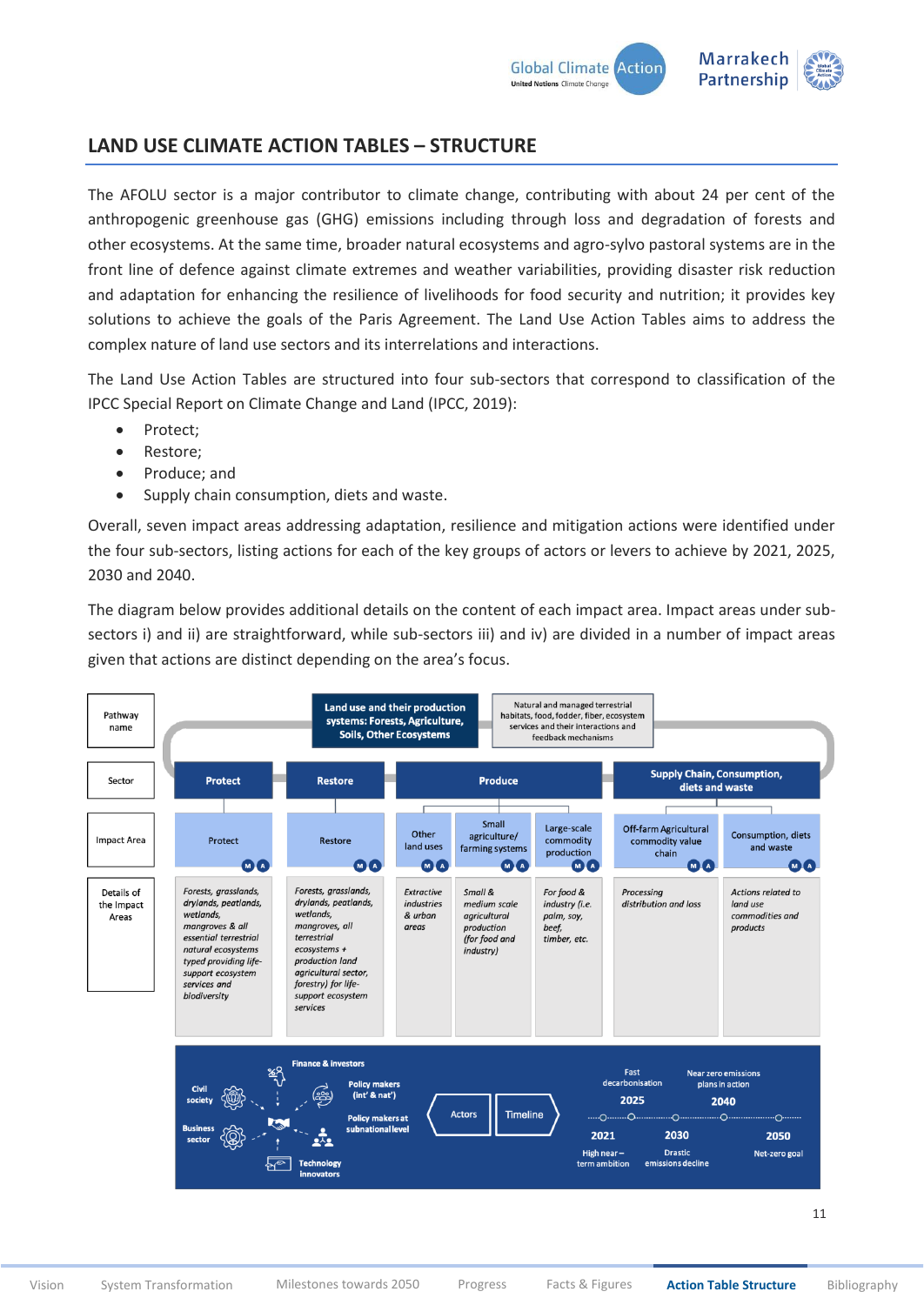## LAND USE CLIMATE ACTION TABLES – STRUCTURE

The AFOLU sector is a major contributor to climate change, contributing with about 24 per cent of the anthropogenic greenhouse gas (GHG) emissions including through loss and degradation of forests and other ecosystems. At the same time, broader natural ecosystems and agro-sylvo pastoral systems are in the front line of defence against climate extremes and weather variabilities, providing disaster risk reduction and adaptation for enhancing the resilience of livelihoods for food security and nutrition; it provides key solutions to achieve the goals of the Paris Agreement. The Land Use Action Tables aims to address the complex nature of land use sectors and its interrelations and interactions.

The Land Use Action Tables are structured into four sub-sectors that correspond to classification of the IPCC Special Report on Climate Change and Land (IPCC, 2019):

- Protect;
- Restore;
- Produce; and
- Supply chain consumption, diets and waste.

Overall, seven impact areas addressing adaptation, resilience and mitigation actions were identified under the four sub-sectors, listing actions for each of the key groups of actors or levers to achieve by 2021, 2025, 2030 and 2040.

The diagram below provides additional details on the content of each impact area. Impact areas under sub-sectors i) and ii) are straightforward, while sub-sectors iii) and iv) are divided in a number of impact areas given that actions are distinct depending on the area's focus.

| Pathway name | Land use and their production systems: Forests, Agriculture, Soils, Other Ecosystems (Natural and managed terrestrial habitats, food, fodder, fiber, ecosystem services and their interactions and feedback mechanisms) | | | | | | |
|---|---|---|---|---|---|---|---|
| Sector | Protect | Restore | Produce | | | Supply Chain, Consumption, diets and waste | |
| Impact Area | Protect (M A) | Restore (M A) | Other land uses (M A) | Small agriculture/ farming systems (M A) | Large-scale commodity production (M A) | Off-farm Agricultural commodity value chain (M A) | Consumption, diets and waste (M A) |
| Details of the Impact Areas | *Forests, grasslands, drylands, peatlands, wetlands, mangroves & all essential terrestrial natural ecosystems typed providing life-support ecosystem services and biodiversity* | *Forests, grasslands, drylands, peatlands, wetlands, mangroves, all terrestrial ecosystems + production land agricultural sector, forestry) for life-support ecosystem services* | *Extractive industries & urban areas* | *Small & medium scale agricultural production (for food and industry)* | *For food & industry (i.e. palm, soy, beef, timber, etc.* | *Processing distribution and loss* | *Actions related to land use commodities and products* |

Actors: Civil society; Business sector; Finance & investors; Policy makers (int' & nat'); Policy makers at subnational level; Technology innovators

Timeline: 2021 – High near-term ambition; 2025 – Fast decarbonisation; 2030 – Drastic emissions decline; 2040 – Near zero emissions plans in action; 2050 – Net-zero goal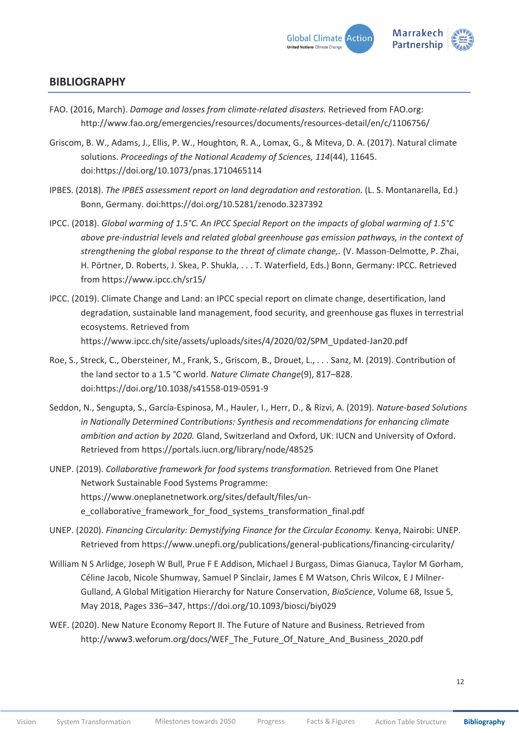## BIBLIOGRAPHY

FAO. (2016, March). *Damage and losses from climate-related disasters.* Retrieved from FAO.org: http://www.fao.org/emergencies/resources/documents/resources-detail/en/c/1106756/

Griscom, B. W., Adams, J., Ellis, P. W., Houghton, R. A., Lomax, G., & Miteva, D. A. (2017). Natural climate solutions. *Proceedings of the National Academy of Sciences, 114*(44), 11645. doi:https://doi.org/10.1073/pnas.1710465114

IPBES. (2018). *The IPBES assessment report on land degradation and restoration.* (L. S. Montanarella, Ed.) Bonn, Germany. doi:https://doi.org/10.5281/zenodo.3237392

IPCC. (2018). *Global warming of 1.5°C. An IPCC Special Report on the impacts of global warming of 1.5°C above pre-industrial levels and related global greenhouse gas emission pathways, in the context of strengthening the global response to the threat of climate change,.* (V. Masson-Delmotte, P. Zhai, H. Pörtner, D. Roberts, J. Skea, P. Shukla, . . . T. Waterfield, Eds.) Bonn, Germany: IPCC. Retrieved from https://www.ipcc.ch/sr15/

IPCC. (2019). Climate Change and Land: an IPCC special report on climate change, desertification, land degradation, sustainable land management, food security, and greenhouse gas fluxes in terrestrial ecosystems. Retrieved from https://www.ipcc.ch/site/assets/uploads/sites/4/2020/02/SPM_Updated-Jan20.pdf

Roe, S., Streck, C., Obersteiner, M., Frank, S., Griscom, B., Drouet, L., . . . Sanz, M. (2019). Contribution of the land sector to a 1.5 °C world. *Nature Climate Change*(9), 817–828. doi:https://doi.org/10.1038/s41558-019-0591-9

Seddon, N., Sengupta, S., García-Espinosa, M., Hauler, I., Herr, D., & Rizvi, A. (2019). *Nature-based Solutions in Nationally Determined Contributions: Synthesis and recommendations for enhancing climate ambition and action by 2020.* Gland, Switzerland and Oxford, UK: IUCN and University of Oxford. Retrieved from https://portals.iucn.org/library/node/48525

UNEP. (2019). *Collaborative framework for food systems transformation.* Retrieved from One Planet Network Sustainable Food Systems Programme: https://www.oneplanetnetwork.org/sites/default/files/un-e_collaborative_framework_for_food_systems_transformation_final.pdf

UNEP. (2020). *Financing Circularity: Demystifying Finance for the Circular Economy.* Kenya, Nairobi: UNEP. Retrieved from https://www.unepfi.org/publications/general-publications/financing-circularity/

William N S Arlidge, Joseph W Bull, Prue F E Addison, Michael J Burgass, Dimas Gianuca, Taylor M Gorham, Céline Jacob, Nicole Shumway, Samuel P Sinclair, James E M Watson, Chris Wilcox, E J Milner-Gulland, A Global Mitigation Hierarchy for Nature Conservation, *BioScience*, Volume 68, Issue 5, May 2018, Pages 336–347, https://doi.org/10.1093/biosci/biy029

WEF. (2020). New Nature Economy Report II. The Future of Nature and Business. Retrieved from http://www3.weforum.org/docs/WEF_The_Future_Of_Nature_And_Business_2020.pdf